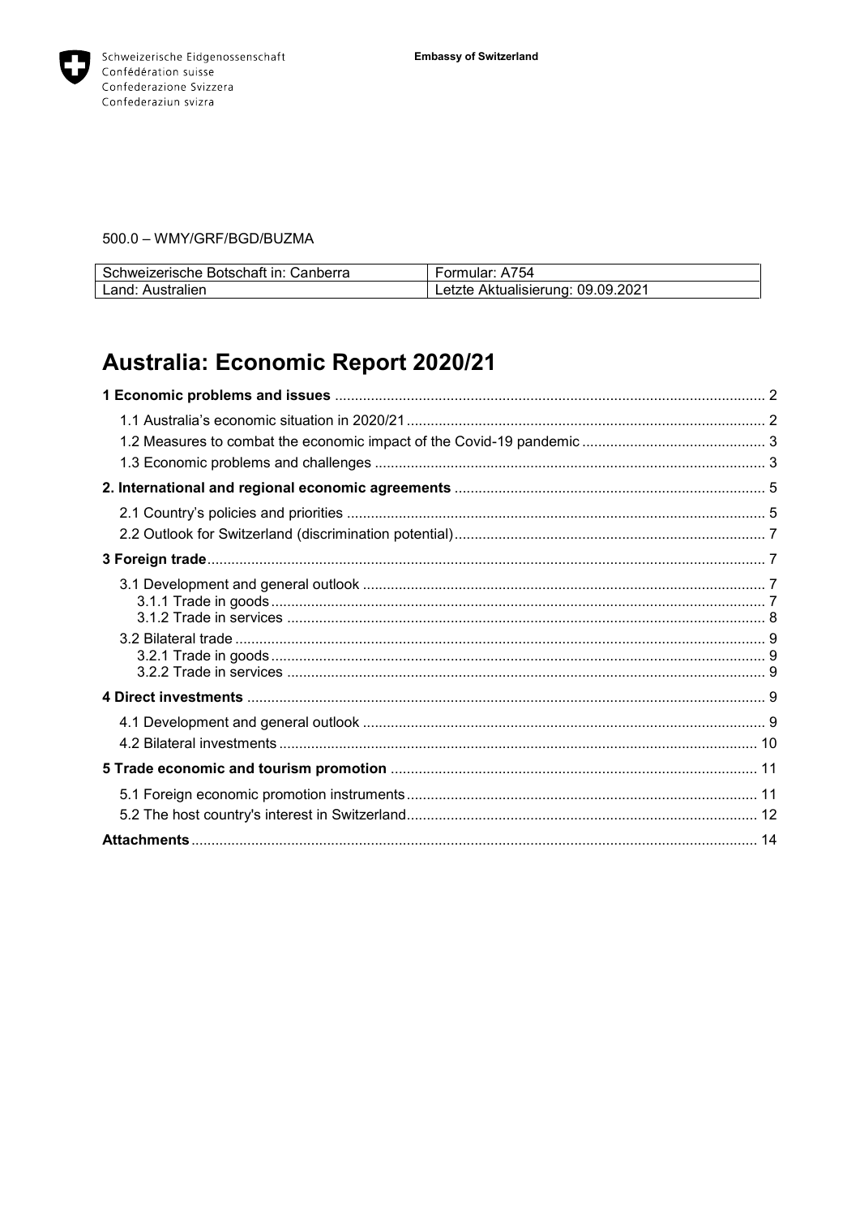Schweizerische Eidgenossenschaft
Confédération suisse
Confederazione Svizzera
Confederaziun svizra

**Embassy of Switzerland**

500.0 – WMY/GRF/BGD/BUZMA

| Schweizerische Botschaft in: Canberra | Formular: A754 |
| --- | --- |
| Land: Australien | Letzte Aktualisierung: 09.09.2021 |

# Australia: Economic Report 2020/21

**1 Economic problems and issues** ... 2
- 1.1 Australia's economic situation in 2020/21 ... 2
- 1.2 Measures to combat the economic impact of the Covid-19 pandemic ... 3
- 1.3 Economic problems and challenges ... 3

**2. International and regional economic agreements** ... 5
- 2.1 Country's policies and priorities ... 5
- 2.2 Outlook for Switzerland (discrimination potential) ... 7

**3 Foreign trade** ... 7
- 3.1 Development and general outlook ... 7
  - 3.1.1 Trade in goods ... 7
  - 3.1.2 Trade in services ... 8
- 3.2 Bilateral trade ... 9
  - 3.2.1 Trade in goods ... 9
  - 3.2.2 Trade in services ... 9

**4 Direct investments** ... 9
- 4.1 Development and general outlook ... 9
- 4.2 Bilateral investments ... 10

**5 Trade economic and tourism promotion** ... 11
- 5.1 Foreign economic promotion instruments ... 11
- 5.2 The host country's interest in Switzerland ... 12

**Attachments** ... 14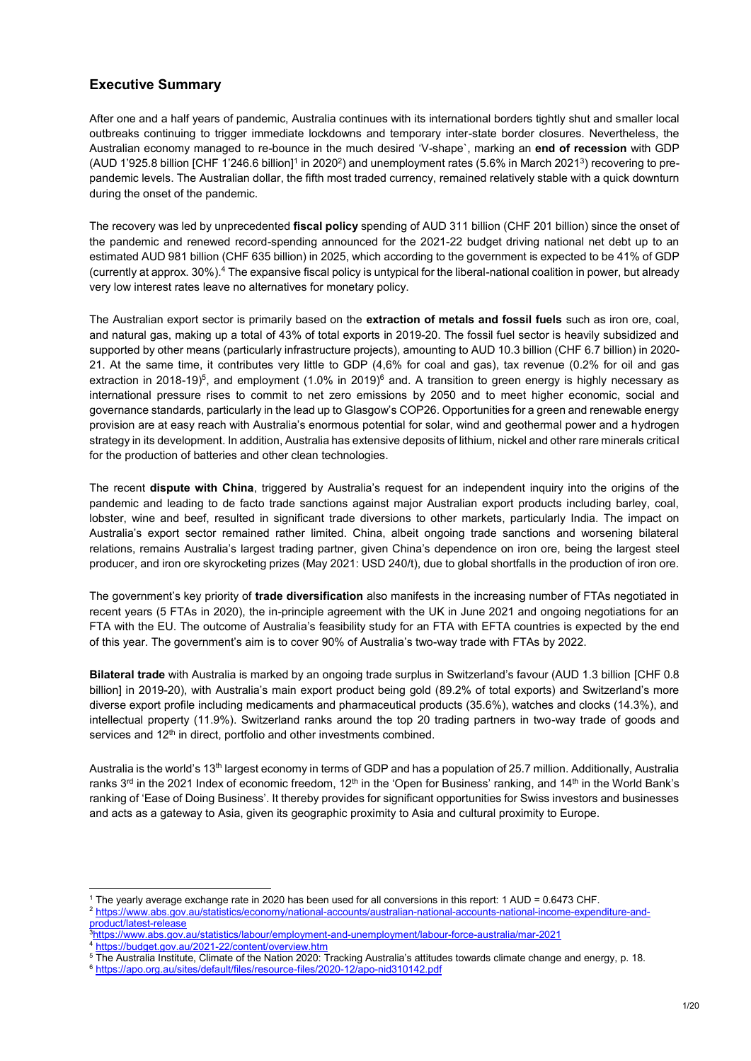## Executive Summary

After one and a half years of pandemic, Australia continues with its international borders tightly shut and smaller local outbreaks continuing to trigger immediate lockdowns and temporary inter-state border closures. Nevertheless, the Australian economy managed to re-bounce in the much desired 'V-shape`, marking an **end of recession** with GDP (AUD 1'925.8 billion [CHF 1'246.6 billion][1] in 2020[2]) and unemployment rates (5.6% in March 2021[3]) recovering to pre-pandemic levels. The Australian dollar, the fifth most traded currency, remained relatively stable with a quick downturn during the onset of the pandemic.

The recovery was led by unprecedented **fiscal policy** spending of AUD 311 billion (CHF 201 billion) since the onset of the pandemic and renewed record-spending announced for the 2021-22 budget driving national net debt up to an estimated AUD 981 billion (CHF 635 billion) in 2025, which according to the government is expected to be 41% of GDP (currently at approx. 30%).[4] The expansive fiscal policy is untypical for the liberal-national coalition in power, but already very low interest rates leave no alternatives for monetary policy.

The Australian export sector is primarily based on the **extraction of metals and fossil fuels** such as iron ore, coal, and natural gas, making up a total of 43% of total exports in 2019-20. The fossil fuel sector is heavily subsidized and supported by other means (particularly infrastructure projects), amounting to AUD 10.3 billion (CHF 6.7 billion) in 2020-21. At the same time, it contributes very little to GDP (4,6% for coal and gas), tax revenue (0.2% for oil and gas extraction in 2018-19)[5], and employment (1.0% in 2019)[6] and. A transition to green energy is highly necessary as international pressure rises to commit to net zero emissions by 2050 and to meet higher economic, social and governance standards, particularly in the lead up to Glasgow's COP26. Opportunities for a green and renewable energy provision are at easy reach with Australia's enormous potential for solar, wind and geothermal power and a hydrogen strategy in its development. In addition, Australia has extensive deposits of lithium, nickel and other rare minerals critical for the production of batteries and other clean technologies.

The recent **dispute with China**, triggered by Australia's request for an independent inquiry into the origins of the pandemic and leading to de facto trade sanctions against major Australian export products including barley, coal, lobster, wine and beef, resulted in significant trade diversions to other markets, particularly India. The impact on Australia's export sector remained rather limited. China, albeit ongoing trade sanctions and worsening bilateral relations, remains Australia's largest trading partner, given China's dependence on iron ore, being the largest steel producer, and iron ore skyrocketing prizes (May 2021: USD 240/t), due to global shortfalls in the production of iron ore.

The government's key priority of **trade diversification** also manifests in the increasing number of FTAs negotiated in recent years (5 FTAs in 2020), the in-principle agreement with the UK in June 2021 and ongoing negotiations for an FTA with the EU. The outcome of Australia's feasibility study for an FTA with EFTA countries is expected by the end of this year. The government's aim is to cover 90% of Australia's two-way trade with FTAs by 2022.

**Bilateral trade** with Australia is marked by an ongoing trade surplus in Switzerland's favour (AUD 1.3 billion [CHF 0.8 billion] in 2019-20), with Australia's main export product being gold (89.2% of total exports) and Switzerland's more diverse export profile including medicaments and pharmaceutical products (35.6%), watches and clocks (14.3%), and intellectual property (11.9%). Switzerland ranks around the top 20 trading partners in two-way trade of goods and services and 12th in direct, portfolio and other investments combined.

Australia is the world's 13th largest economy in terms of GDP and has a population of 25.7 million. Additionally, Australia ranks 3rd in the 2021 Index of economic freedom, 12th in the 'Open for Business' ranking, and 14th in the World Bank's ranking of 'Ease of Doing Business'. It thereby provides for significant opportunities for Swiss investors and businesses and acts as a gateway to Asia, given its geographic proximity to Asia and cultural proximity to Europe.

---

[1] The yearly average exchange rate in 2020 has been used for all conversions in this report: 1 AUD = 0.6473 CHF.

[2] https://www.abs.gov.au/statistics/economy/national-accounts/australian-national-accounts-national-income-expenditure-and-product/latest-release

[3] https://www.abs.gov.au/statistics/labour/employment-and-unemployment/labour-force-australia/mar-2021

[4] https://budget.gov.au/2021-22/content/overview.htm

[5] The Australia Institute, Climate of the Nation 2020: Tracking Australia's attitudes towards climate change and energy, p. 18.

[6] https://apo.org.au/sites/default/files/resource-files/2020-12/apo-nid310142.pdf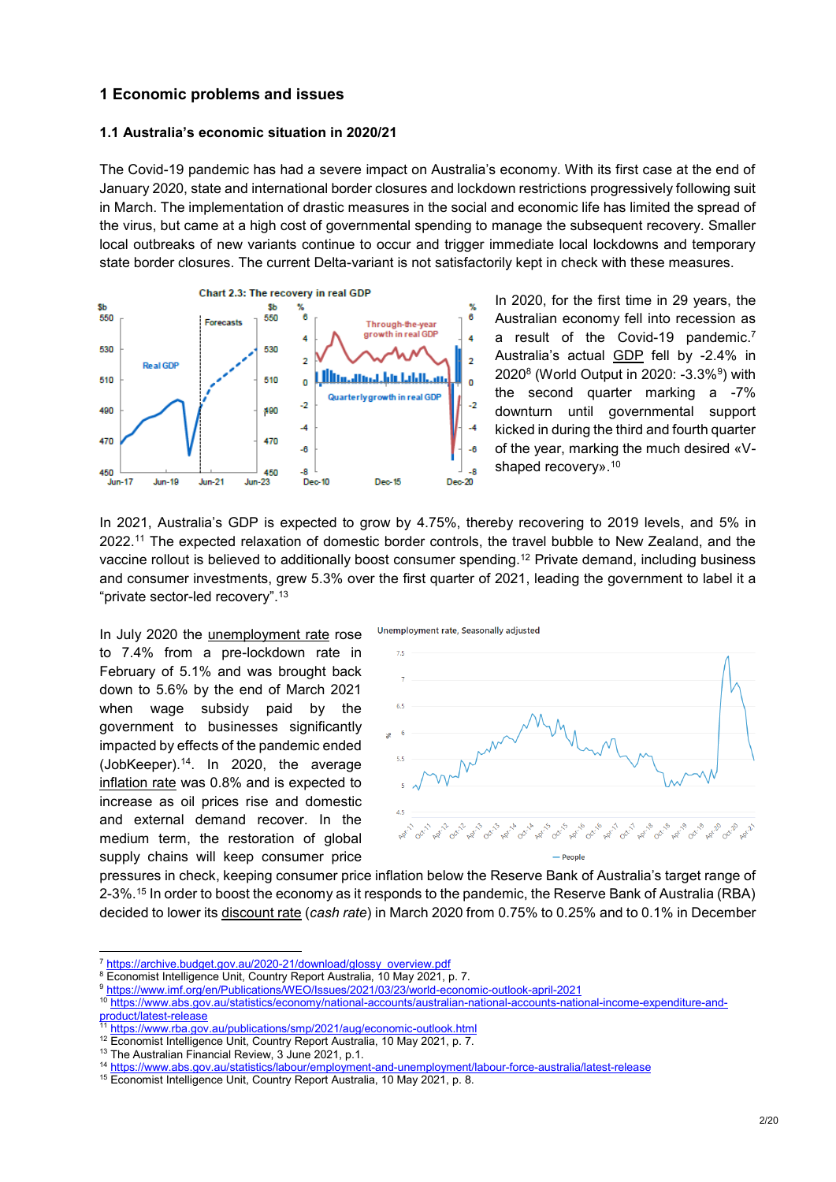## 1 Economic problems and issues

### 1.1 Australia's economic situation in 2020/21

The Covid-19 pandemic has had a severe impact on Australia's economy. With its first case at the end of January 2020, state and international border closures and lockdown restrictions progressively following suit in March. The implementation of drastic measures in the social and economic life has limited the spread of the virus, but came at a high cost of governmental spending to manage the subsequent recovery. Smaller local outbreaks of new variants continue to occur and trigger immediate local lockdowns and temporary state border closures. The current Delta-variant is not satisfactorily kept in check with these measures.

Chart 2.3: The recovery in real GDP

In 2020, for the first time in 29 years, the Australian economy fell into recession as a result of the Covid-19 pandemic.[7] Australia's actual GDP fell by -2.4% in 2020[8] (World Output in 2020: -3.3%[9]) with the second quarter marking a -7% downturn until governmental support kicked in during the third and fourth quarter of the year, marking the much desired «V-shaped recovery».[10]

In 2021, Australia's GDP is expected to grow by 4.75%, thereby recovering to 2019 levels, and 5% in 2022.[11] The expected relaxation of domestic border controls, the travel bubble to New Zealand, and the vaccine rollout is believed to additionally boost consumer spending.[12] Private demand, including business and consumer investments, grew 5.3% over the first quarter of 2021, leading the government to label it a "private sector-led recovery".[13]

Unemployment rate, Seasonally adjusted

In July 2020 the unemployment rate rose to 7.4% from a pre-lockdown rate in February of 5.1% and was brought back down to 5.6% by the end of March 2021 when wage subsidy paid by the government to businesses significantly impacted by effects of the pandemic ended (JobKeeper).[14]. In 2020, the average inflation rate was 0.8% and is expected to increase as oil prices rise and domestic and external demand recover. In the medium term, the restoration of global supply chains will keep consumer price pressures in check, keeping consumer price inflation below the Reserve Bank of Australia's target range of 2-3%.[15] In order to boost the economy as it responds to the pandemic, the Reserve Bank of Australia (RBA) decided to lower its discount rate (*cash rate*) in March 2020 from 0.75% to 0.25% and to 0.1% in December

---

[7] https://archive.budget.gov.au/2020-21/download/glossy_overview.pdf
[8] Economist Intelligence Unit, Country Report Australia, 10 May 2021, p. 7.
[9] https://www.imf.org/en/Publications/WEO/Issues/2021/03/23/world-economic-outlook-april-2021
[10] https://www.abs.gov.au/statistics/economy/national-accounts/australian-national-accounts-national-income-expenditure-and-product/latest-release
[11] https://www.rba.gov.au/publications/smp/2021/aug/economic-outlook.html
[12] Economist Intelligence Unit, Country Report Australia, 10 May 2021, p. 7.
[13] The Australian Financial Review, 3 June 2021, p.1.
[14] https://www.abs.gov.au/statistics/labour/employment-and-unemployment/labour-force-australia/latest-release
[15] Economist Intelligence Unit, Country Report Australia, 10 May 2021, p. 8.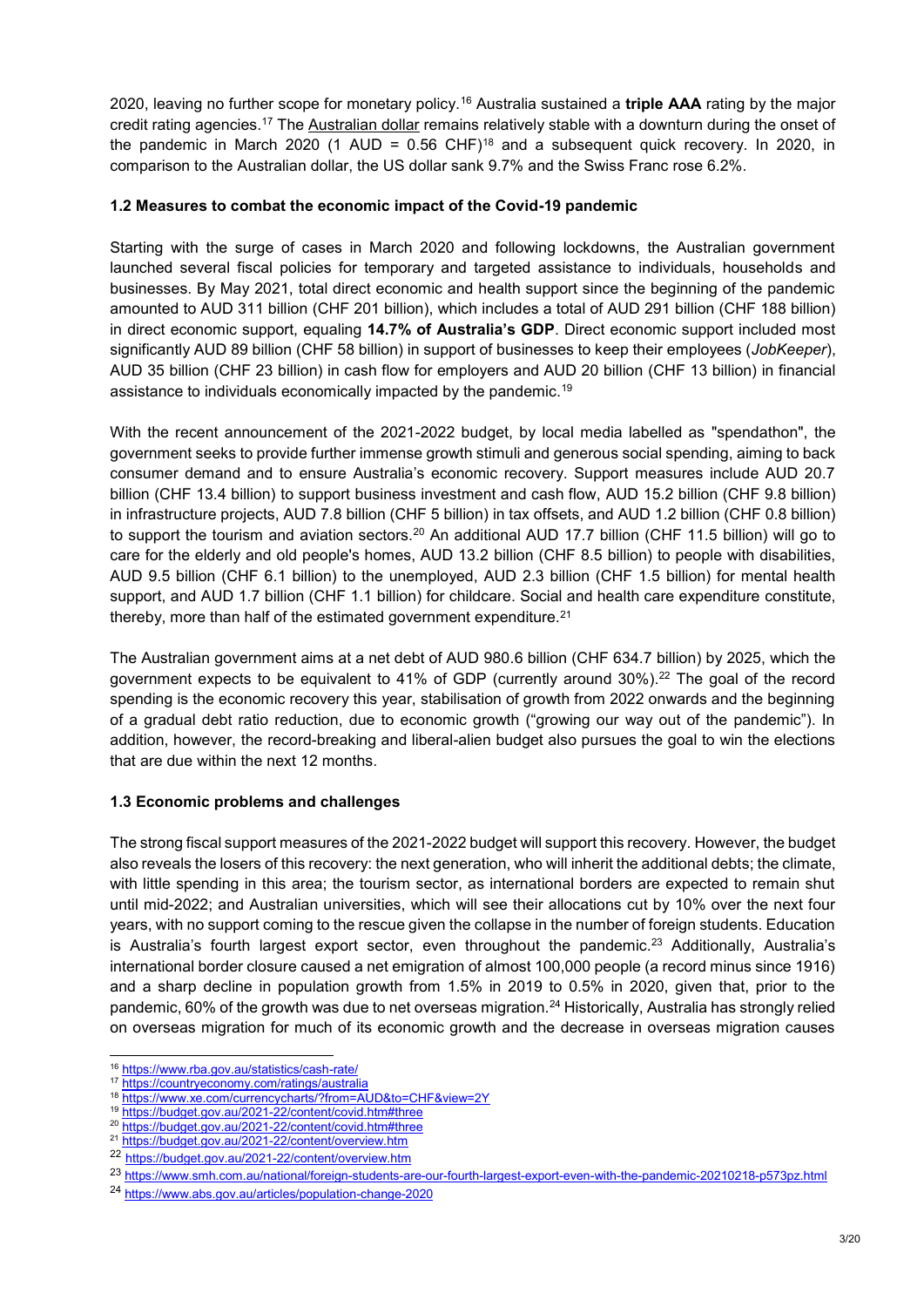2020, leaving no further scope for monetary policy.[16] Australia sustained a **triple AAA** rating by the major credit rating agencies.[17] The Australian dollar remains relatively stable with a downturn during the onset of the pandemic in March 2020 (1 AUD = 0.56 CHF)[18] and a subsequent quick recovery. In 2020, in comparison to the Australian dollar, the US dollar sank 9.7% and the Swiss Franc rose 6.2%.

### 1.2 Measures to combat the economic impact of the Covid-19 pandemic

Starting with the surge of cases in March 2020 and following lockdowns, the Australian government launched several fiscal policies for temporary and targeted assistance to individuals, households and businesses. By May 2021, total direct economic and health support since the beginning of the pandemic amounted to AUD 311 billion (CHF 201 billion), which includes a total of AUD 291 billion (CHF 188 billion) in direct economic support, equaling **14.7% of Australia's GDP**. Direct economic support included most significantly AUD 89 billion (CHF 58 billion) in support of businesses to keep their employees (*JobKeeper*), AUD 35 billion (CHF 23 billion) in cash flow for employers and AUD 20 billion (CHF 13 billion) in financial assistance to individuals economically impacted by the pandemic.[19]

With the recent announcement of the 2021-2022 budget, by local media labelled as "spendathon", the government seeks to provide further immense growth stimuli and generous social spending, aiming to back consumer demand and to ensure Australia's economic recovery. Support measures include AUD 20.7 billion (CHF 13.4 billion) to support business investment and cash flow, AUD 15.2 billion (CHF 9.8 billion) in infrastructure projects, AUD 7.8 billion (CHF 5 billion) in tax offsets, and AUD 1.2 billion (CHF 0.8 billion) to support the tourism and aviation sectors.[20] An additional AUD 17.7 billion (CHF 11.5 billion) will go to care for the elderly and old people's homes, AUD 13.2 billion (CHF 8.5 billion) to people with disabilities, AUD 9.5 billion (CHF 6.1 billion) to the unemployed, AUD 2.3 billion (CHF 1.5 billion) for mental health support, and AUD 1.7 billion (CHF 1.1 billion) for childcare. Social and health care expenditure constitute, thereby, more than half of the estimated government expenditure.[21]

The Australian government aims at a net debt of AUD 980.6 billion (CHF 634.7 billion) by 2025, which the government expects to be equivalent to 41% of GDP (currently around 30%).[22] The goal of the record spending is the economic recovery this year, stabilisation of growth from 2022 onwards and the beginning of a gradual debt ratio reduction, due to economic growth ("growing our way out of the pandemic"). In addition, however, the record-breaking and liberal-alien budget also pursues the goal to win the elections that are due within the next 12 months.

### 1.3 Economic problems and challenges

The strong fiscal support measures of the 2021-2022 budget will support this recovery. However, the budget also reveals the losers of this recovery: the next generation, who will inherit the additional debts; the climate, with little spending in this area; the tourism sector, as international borders are expected to remain shut until mid-2022; and Australian universities, which will see their allocations cut by 10% over the next four years, with no support coming to the rescue given the collapse in the number of foreign students. Education is Australia's fourth largest export sector, even throughout the pandemic.[23] Additionally, Australia's international border closure caused a net emigration of almost 100,000 people (a record minus since 1916) and a sharp decline in population growth from 1.5% in 2019 to 0.5% in 2020, given that, prior to the pandemic, 60% of the growth was due to net overseas migration.[24] Historically, Australia has strongly relied on overseas migration for much of its economic growth and the decrease in overseas migration causes

---

[16] https://www.rba.gov.au/statistics/cash-rate/
[17] https://countryeconomy.com/ratings/australia
[18] https://www.xe.com/currencycharts/?from=AUD&to=CHF&view=2Y
[19] https://budget.gov.au/2021-22/content/covid.htm#three
[20] https://budget.gov.au/2021-22/content/covid.htm#three
[21] https://budget.gov.au/2021-22/content/overview.htm
[22] https://budget.gov.au/2021-22/content/overview.htm
[23] https://www.smh.com.au/national/foreign-students-are-our-fourth-largest-export-even-with-the-pandemic-20210218-p573pz.html
[24] https://www.abs.gov.au/articles/population-change-2020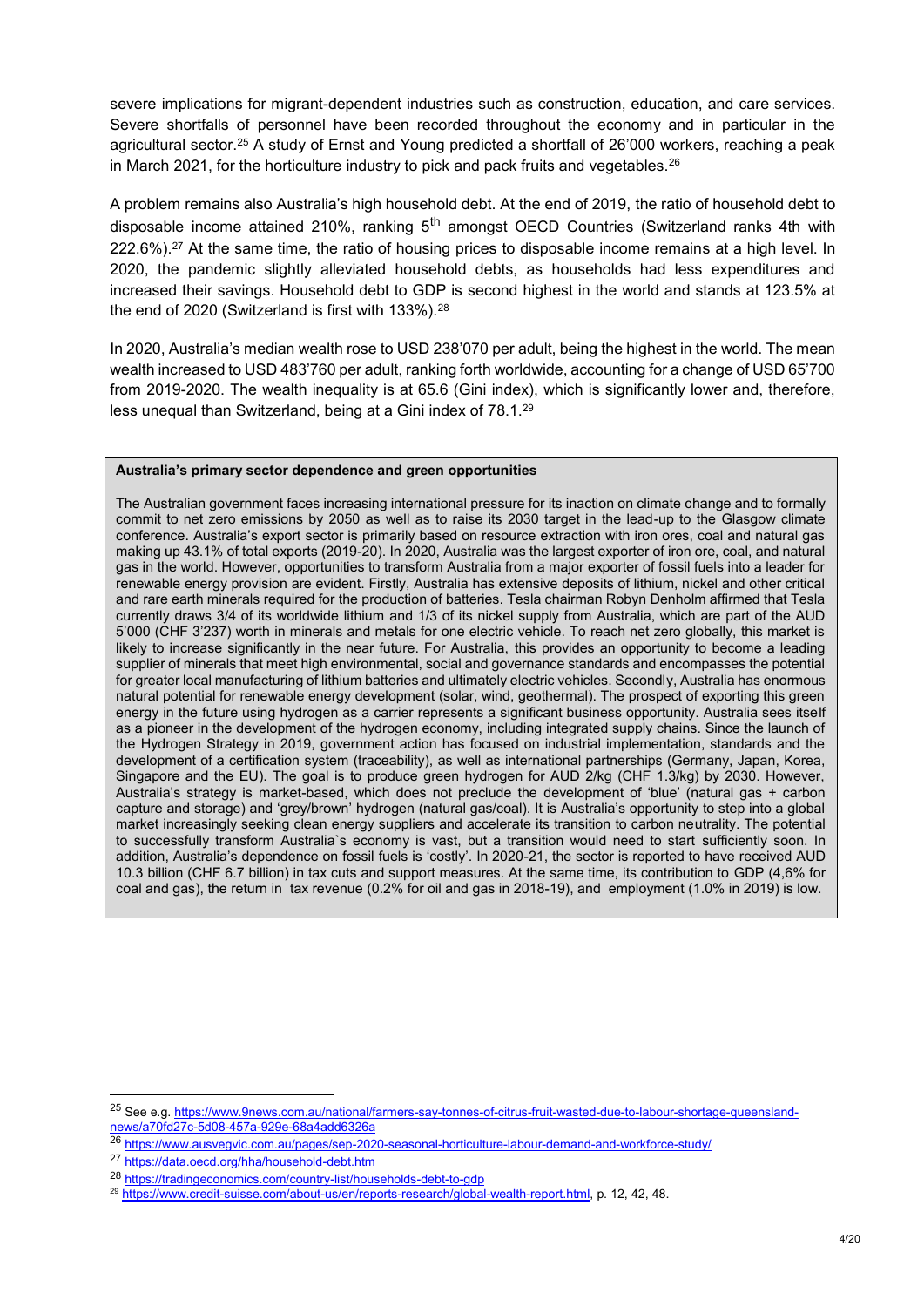severe implications for migrant-dependent industries such as construction, education, and care services. Severe shortfalls of personnel have been recorded throughout the economy and in particular in the agricultural sector.[25] A study of Ernst and Young predicted a shortfall of 26'000 workers, reaching a peak in March 2021, for the horticulture industry to pick and pack fruits and vegetables.[26]

A problem remains also Australia's high household debt. At the end of 2019, the ratio of household debt to disposable income attained 210%, ranking 5th amongst OECD Countries (Switzerland ranks 4th with 222.6%).[27] At the same time, the ratio of housing prices to disposable income remains at a high level. In 2020, the pandemic slightly alleviated household debts, as households had less expenditures and increased their savings. Household debt to GDP is second highest in the world and stands at 123.5% at the end of 2020 (Switzerland is first with 133%).[28]

In 2020, Australia's median wealth rose to USD 238'070 per adult, being the highest in the world. The mean wealth increased to USD 483'760 per adult, ranking forth worldwide, accounting for a change of USD 65'700 from 2019-2020. The wealth inequality is at 65.6 (Gini index), which is significantly lower and, therefore, less unequal than Switzerland, being at a Gini index of 78.1.[29]

**Australia's primary sector dependence and green opportunities**

The Australian government faces increasing international pressure for its inaction on climate change and to formally commit to net zero emissions by 2050 as well as to raise its 2030 target in the lead-up to the Glasgow climate conference. Australia's export sector is primarily based on resource extraction with iron ores, coal and natural gas making up 43.1% of total exports (2019-20). In 2020, Australia was the largest exporter of iron ore, coal, and natural gas in the world. However, opportunities to transform Australia from a major exporter of fossil fuels into a leader for renewable energy provision are evident. Firstly, Australia has extensive deposits of lithium, nickel and other critical and rare earth minerals required for the production of batteries. Tesla chairman Robyn Denholm affirmed that Tesla currently draws 3/4 of its worldwide lithium and 1/3 of its nickel supply from Australia, which are part of the AUD 5'000 (CHF 3'237) worth in minerals and metals for one electric vehicle. To reach net zero globally, this market is likely to increase significantly in the near future. For Australia, this provides an opportunity to become a leading supplier of minerals that meet high environmental, social and governance standards and encompasses the potential for greater local manufacturing of lithium batteries and ultimately electric vehicles. Secondly, Australia has enormous natural potential for renewable energy development (solar, wind, geothermal). The prospect of exporting this green energy in the future using hydrogen as a carrier represents a significant business opportunity. Australia sees itself as a pioneer in the development of the hydrogen economy, including integrated supply chains. Since the launch of the Hydrogen Strategy in 2019, government action has focused on industrial implementation, standards and the development of a certification system (traceability), as well as international partnerships (Germany, Japan, Korea, Singapore and the EU). The goal is to produce green hydrogen for AUD 2/kg (CHF 1.3/kg) by 2030. However, Australia's strategy is market-based, which does not preclude the development of 'blue' (natural gas + carbon capture and storage) and 'grey/brown' hydrogen (natural gas/coal). It is Australia's opportunity to step into a global market increasingly seeking clean energy suppliers and accelerate its transition to carbon neutrality. The potential to successfully transform Australia`s economy is vast, but a transition would need to start sufficiently soon. In addition, Australia's dependence on fossil fuels is 'costly'. In 2020-21, the sector is reported to have received AUD 10.3 billion (CHF 6.7 billion) in tax cuts and support measures. At the same time, its contribution to GDP (4,6% for coal and gas), the return in tax revenue (0.2% for oil and gas in 2018-19), and employment (1.0% in 2019) is low.

---

[25] See e.g. https://www.9news.com.au/national/farmers-say-tonnes-of-citrus-fruit-wasted-due-to-labour-shortage-queensland-news/a70fd27c-5d08-457a-929e-68a4add6326a

[26] https://www.ausvegvic.com.au/pages/sep-2020-seasonal-horticulture-labour-demand-and-workforce-study/

[27] https://data.oecd.org/hha/household-debt.htm

[28] https://tradingeconomics.com/country-list/households-debt-to-gdp

[29] https://www.credit-suisse.com/about-us/en/reports-research/global-wealth-report.html, p. 12, 42, 48.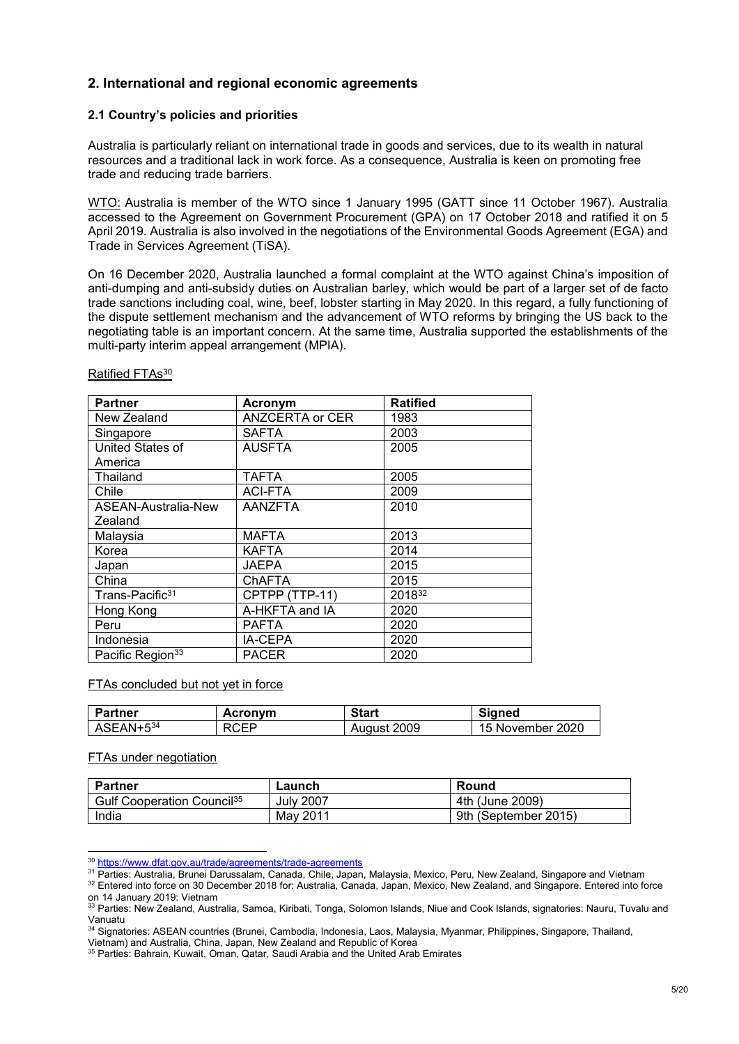## 2. International and regional economic agreements

### 2.1 Country's policies and priorities

Australia is particularly reliant on international trade in goods and services, due to its wealth in natural resources and a traditional lack in work force. As a consequence, Australia is keen on promoting free trade and reducing trade barriers.

WTO: Australia is member of the WTO since 1 January 1995 (GATT since 11 October 1967). Australia accessed to the Agreement on Government Procurement (GPA) on 17 October 2018 and ratified it on 5 April 2019. Australia is also involved in the negotiations of the Environmental Goods Agreement (EGA) and Trade in Services Agreement (TiSA).

On 16 December 2020, Australia launched a formal complaint at the WTO against China's imposition of anti-dumping and anti-subsidy duties on Australian barley, which would be part of a larger set of de facto trade sanctions including coal, wine, beef, lobster starting in May 2020. In this regard, a fully functioning of the dispute settlement mechanism and the advancement of WTO reforms by bringing the US back to the negotiating table is an important concern. At the same time, Australia supported the establishments of the multi-party interim appeal arrangement (MPIA).

Ratified FTAs[30]

| Partner | Acronym | Ratified |
|---|---|---|
| New Zealand | ANZCERTA or CER | 1983 |
| Singapore | SAFTA | 2003 |
| United States of America | AUSFTA | 2005 |
| Thailand | TAFTA | 2005 |
| Chile | ACI-FTA | 2009 |
| ASEAN-Australia-New Zealand | AANZFTA | 2010 |
| Malaysia | MAFTA | 2013 |
| Korea | KAFTA | 2014 |
| Japan | JAEPA | 2015 |
| China | ChAFTA | 2015 |
| Trans-Pacific[31] | CPTPP (TTP-11) | 2018[32] |
| Hong Kong | A-HKFTA and IA | 2020 |
| Peru | PAFTA | 2020 |
| Indonesia | IA-CEPA | 2020 |
| Pacific Region[33] | PACER | 2020 |

FTAs concluded but not yet in force

| Partner | Acronym | Start | Signed |
|---|---|---|---|
| ASEAN+5[34] | RCEP | August 2009 | 15 November 2020 |

FTAs under negotiation

| Partner | Launch | Round |
|---|---|---|
| Gulf Cooperation Council[35] | July 2007 | 4th (June 2009) |
| India | May 2011 | 9th (September 2015) |

[30] https://www.dfat.gov.au/trade/agreements/trade-agreements

[31] Parties: Australia, Brunei Darussalam, Canada, Chile, Japan, Malaysia, Mexico, Peru, New Zealand, Singapore and Vietnam

[32] Entered into force on 30 December 2018 for: Australia, Canada, Japan, Mexico, New Zealand, and Singapore. Entered into force on 14 January 2019: Vietnam

[33] Parties: New Zealand, Australia, Samoa, Kiribati, Tonga, Solomon Islands, Niue and Cook Islands, signatories: Nauru, Tuvalu and Vanuatu

[34] Signatories: ASEAN countries (Brunei, Cambodia, Indonesia, Laos, Malaysia, Myanmar, Philippines, Singapore, Thailand, Vietnam) and Australia, China, Japan, New Zealand and Republic of Korea

[35] Parties: Bahrain, Kuwait, Oman, Qatar, Saudi Arabia and the United Arab Emirates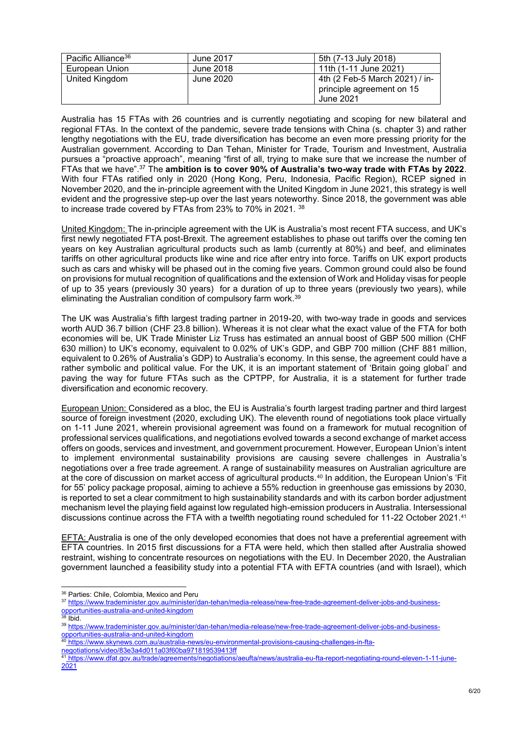| Pacific Alliance[36] | June 2017 | 5th (7-13 July 2018) |
|---|---|---|
| European Union | June 2018 | 11th (1-11 June 2021) |
| United Kingdom | June 2020 | 4th (2 Feb-5 March 2021) / in-principle agreement on 15 June 2021 |

Australia has 15 FTAs with 26 countries and is currently negotiating and scoping for new bilateral and regional FTAs. In the context of the pandemic, severe trade tensions with China (s. chapter 3) and rather lengthy negotiations with the EU, trade diversification has become an even more pressing priority for the Australian government. According to Dan Tehan, Minister for Trade, Tourism and Investment, Australia pursues a "proactive approach", meaning "first of all, trying to make sure that we increase the number of FTAs that we have".[37] The **ambition is to cover 90% of Australia's two-way trade with FTAs by 2022**. With four FTAs ratified only in 2020 (Hong Kong, Peru, Indonesia, Pacific Region), RCEP signed in November 2020, and the in-principle agreement with the United Kingdom in June 2021, this strategy is well evident and the progressive step-up over the last years noteworthy. Since 2018, the government was able to increase trade covered by FTAs from 23% to 70% in 2021. [38]

United Kingdom: The in-principle agreement with the UK is Australia's most recent FTA success, and UK's first newly negotiated FTA post-Brexit. The agreement establishes to phase out tariffs over the coming ten years on key Australian agricultural products such as lamb (currently at 80%) and beef, and eliminates tariffs on other agricultural products like wine and rice after entry into force. Tariffs on UK export products such as cars and whisky will be phased out in the coming five years. Common ground could also be found on provisions for mutual recognition of qualifications and the extension of Work and Holiday visas for people of up to 35 years (previously 30 years) for a duration of up to three years (previously two years), while eliminating the Australian condition of compulsory farm work.[39]

The UK was Australia's fifth largest trading partner in 2019-20, with two-way trade in goods and services worth AUD 36.7 billion (CHF 23.8 billion). Whereas it is not clear what the exact value of the FTA for both economies will be, UK Trade Minister Liz Truss has estimated an annual boost of GBP 500 million (CHF 630 million) to UK's economy, equivalent to 0.02% of UK's GDP, and GBP 700 million (CHF 881 million, equivalent to 0.26% of Australia's GDP) to Australia's economy. In this sense, the agreement could have a rather symbolic and political value. For the UK, it is an important statement of 'Britain going global' and paving the way for future FTAs such as the CPTPP, for Australia, it is a statement for further trade diversification and economic recovery.

European Union: Considered as a bloc, the EU is Australia's fourth largest trading partner and third largest source of foreign investment (2020, excluding UK). The eleventh round of negotiations took place virtually on 1-11 June 2021, wherein provisional agreement was found on a framework for mutual recognition of professional services qualifications, and negotiations evolved towards a second exchange of market access offers on goods, services and investment, and government procurement. However, European Union's intent to implement environmental sustainability provisions are causing severe challenges in Australia's negotiations over a free trade agreement. A range of sustainability measures on Australian agriculture are at the core of discussion on market access of agricultural products.[40] In addition, the European Union's 'Fit for 55' policy package proposal, aiming to achieve a 55% reduction in greenhouse gas emissions by 2030, is reported to set a clear commitment to high sustainability standards and with its carbon border adjustment mechanism level the playing field against low regulated high-emission producers in Australia. Intersessional discussions continue across the FTA with a twelfth negotiating round scheduled for 11-22 October 2021.[41]

EFTA: Australia is one of the only developed economies that does not have a preferential agreement with EFTA countries. In 2015 first discussions for a FTA were held, which then stalled after Australia showed restraint, wishing to concentrate resources on negotiations with the EU. In December 2020, the Australian government launched a feasibility study into a potential FTA with EFTA countries (and with Israel), which

---

[36] Parties: Chile, Colombia, Mexico and Peru

[37] https://www.trademinister.gov.au/minister/dan-tehan/media-release/new-free-trade-agreement-deliver-jobs-and-business-opportunities-australia-and-united-kingdom

[38] Ibid.

[39] https://www.trademinister.gov.au/minister/dan-tehan/media-release/new-free-trade-agreement-deliver-jobs-and-business-opportunities-australia-and-united-kingdom

[40] https://www.skynews.com.au/australia-news/eu-environmental-provisions-causing-challenges-in-fta-negotiations/video/83e3a4d011a03f60ba971819539413ff

[41] https://www.dfat.gov.au/trade/agreements/negotiations/aeufta/news/australia-eu-fta-report-negotiating-round-eleven-1-11-june-2021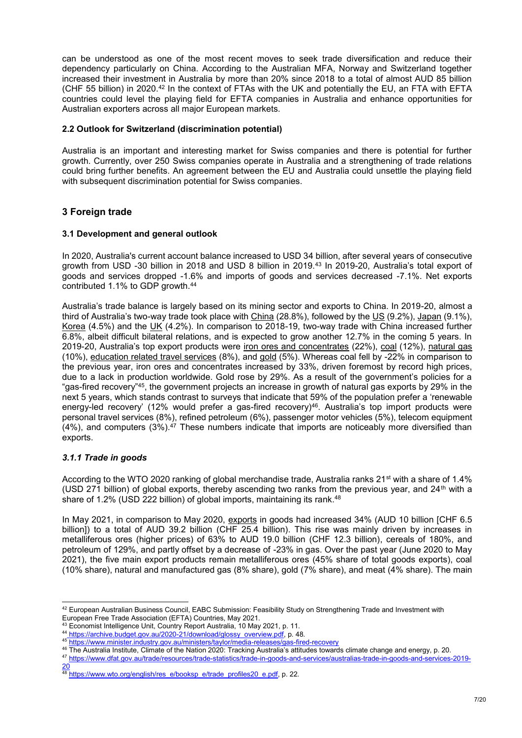can be understood as one of the most recent moves to seek trade diversification and reduce their dependency particularly on China. According to the Australian MFA, Norway and Switzerland together increased their investment in Australia by more than 20% since 2018 to a total of almost AUD 85 billion (CHF 55 billion) in 2020.[42] In the context of FTAs with the UK and potentially the EU, an FTA with EFTA countries could level the playing field for EFTA companies in Australia and enhance opportunities for Australian exporters across all major European markets.

### 2.2 Outlook for Switzerland (discrimination potential)

Australia is an important and interesting market for Swiss companies and there is potential for further growth. Currently, over 250 Swiss companies operate in Australia and a strengthening of trade relations could bring further benefits. An agreement between the EU and Australia could unsettle the playing field with subsequent discrimination potential for Swiss companies.

## 3 Foreign trade

### 3.1 Development and general outlook

In 2020, Australia's current account balance increased to USD 34 billion, after several years of consecutive growth from USD -30 billion in 2018 and USD 8 billion in 2019.[43] In 2019-20, Australia's total export of goods and services dropped -1.6% and imports of goods and services decreased -7.1%. Net exports contributed 1.1% to GDP growth.[44]

Australia's trade balance is largely based on its mining sector and exports to China. In 2019-20, almost a third of Australia's two-way trade took place with China (28.8%), followed by the US (9.2%), Japan (9.1%), Korea (4.5%) and the UK (4.2%). In comparison to 2018-19, two-way trade with China increased further 6.8%, albeit difficult bilateral relations, and is expected to grow another 12.7% in the coming 5 years. In 2019-20, Australia's top export products were iron ores and concentrates (22%), coal (12%), natural gas (10%), education related travel services (8%), and gold (5%). Whereas coal fell by -22% in comparison to the previous year, iron ores and concentrates increased by 33%, driven foremost by record high prices, due to a lack in production worldwide. Gold rose by 29%. As a result of the government's policies for a "gas-fired recovery"[45], the government projects an increase in growth of natural gas exports by 29% in the next 5 years, which stands contrast to surveys that indicate that 59% of the population prefer a 'renewable energy-led recovery' (12% would prefer a gas-fired recovery)[46]. Australia's top import products were personal travel services (8%), refined petroleum (6%), passenger motor vehicles (5%), telecom equipment (4%), and computers (3%).[47] These numbers indicate that imports are noticeably more diversified than exports.

#### *3.1.1 Trade in goods*

According to the WTO 2020 ranking of global merchandise trade, Australia ranks 21st with a share of 1.4% (USD 271 billion) of global exports, thereby ascending two ranks from the previous year, and 24th with a share of 1.2% (USD 222 billion) of global imports, maintaining its rank.[48]

In May 2021, in comparison to May 2020, exports in goods had increased 34% (AUD 10 billion [CHF 6.5 billion]) to a total of AUD 39.2 billion (CHF 25.4 billion). This rise was mainly driven by increases in metalliferous ores (higher prices) of 63% to AUD 19.0 billion (CHF 12.3 billion), cereals of 180%, and petroleum of 129%, and partly offset by a decrease of -23% in gas. Over the past year (June 2020 to May 2021), the five main export products remain metalliferous ores (45% share of total goods exports), coal (10% share), natural and manufactured gas (8% share), gold (7% share), and meat (4% share). The main

---

[42] European Australian Business Council, EABC Submission: Feasibility Study on Strengthening Trade and Investment with European Free Trade Association (EFTA) Countries, May 2021.

[43] Economist Intelligence Unit, Country Report Australia, 10 May 2021, p. 11.

[44] https://archive.budget.gov.au/2020-21/download/glossy_overview.pdf, p. 48.

[45] https://www.minister.industry.gov.au/ministers/taylor/media-releases/gas-fired-recovery

[46] The Australia Institute, Climate of the Nation 2020: Tracking Australia's attitudes towards climate change and energy, p. 20.

[47] https://www.dfat.gov.au/trade/resources/trade-statistics/trade-in-goods-and-services/australias-trade-in-goods-and-services-2019-20

[48] https://www.wto.org/english/res_e/booksp_e/trade_profiles20_e.pdf, p. 22.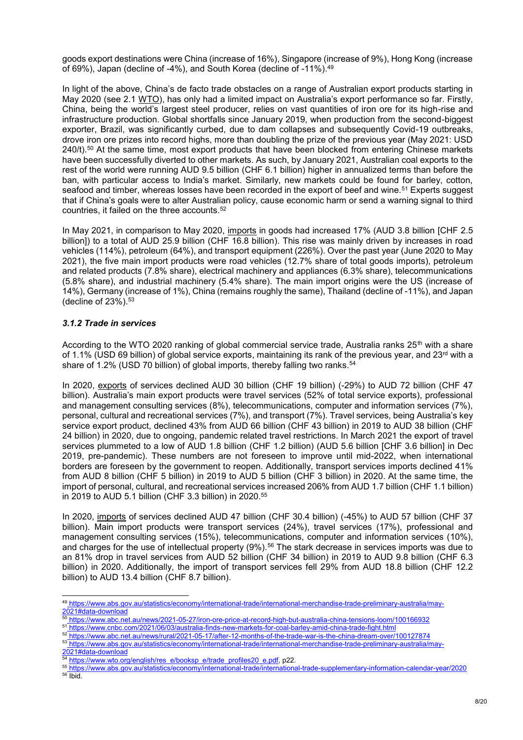goods export destinations were China (increase of 16%), Singapore (increase of 9%), Hong Kong (increase of 69%), Japan (decline of -4%), and South Korea (decline of -11%).[49]

In light of the above, China's de facto trade obstacles on a range of Australian export products starting in May 2020 (see 2.1 WTO), has only had a limited impact on Australia's export performance so far. Firstly, China, being the world's largest steel producer, relies on vast quantities of iron ore for its high-rise and infrastructure production. Global shortfalls since January 2019, when production from the second-biggest exporter, Brazil, was significantly curbed, due to dam collapses and subsequently Covid-19 outbreaks, drove iron ore prizes into record highs, more than doubling the prize of the previous year (May 2021: USD 240/t).[50] At the same time, most export products that have been blocked from entering Chinese markets have been successfully diverted to other markets. As such, by January 2021, Australian coal exports to the rest of the world were running AUD 9.5 billion (CHF 6.1 billion) higher in annualized terms than before the ban, with particular access to India's market. Similarly, new markets could be found for barley, cotton, seafood and timber, whereas losses have been recorded in the export of beef and wine.[51] Experts suggest that if China's goals were to alter Australian policy, cause economic harm or send a warning signal to third countries, it failed on the three accounts.[52]

In May 2021, in comparison to May 2020, imports in goods had increased 17% (AUD 3.8 billion [CHF 2.5 billion]) to a total of AUD 25.9 billion (CHF 16.8 billion). This rise was mainly driven by increases in road vehicles (114%), petroleum (64%), and transport equipment (226%). Over the past year (June 2020 to May 2021), the five main import products were road vehicles (12.7% share of total goods imports), petroleum and related products (7.8% share), electrical machinery and appliances (6.3% share), telecommunications (5.8% share), and industrial machinery (5.4% share). The main import origins were the US (increase of 14%), Germany (increase of 1%), China (remains roughly the same), Thailand (decline of -11%), and Japan (decline of 23%).[53]

### *3.1.2 Trade in services*

According to the WTO 2020 ranking of global commercial service trade, Australia ranks 25th with a share of 1.1% (USD 69 billion) of global service exports, maintaining its rank of the previous year, and 23rd with a share of 1.2% (USD 70 billion) of global imports, thereby falling two ranks.[54]

In 2020, exports of services declined AUD 30 billion (CHF 19 billion) (-29%) to AUD 72 billion (CHF 47 billion). Australia's main export products were travel services (52% of total service exports), professional and management consulting services (8%), telecommunications, computer and information services (7%), personal, cultural and recreational services (7%), and transport (7%). Travel services, being Australia's key service export product, declined 43% from AUD 66 billion (CHF 43 billion) in 2019 to AUD 38 billion (CHF 24 billion) in 2020, due to ongoing, pandemic related travel restrictions. In March 2021 the export of travel services plummeted to a low of AUD 1.8 billion (CHF 1.2 billion) (AUD 5.6 billion [CHF 3.6 billion] in Dec 2019, pre-pandemic). These numbers are not foreseen to improve until mid-2022, when international borders are foreseen by the government to reopen. Additionally, transport services imports declined 41% from AUD 8 billion (CHF 5 billion) in 2019 to AUD 5 billion (CHF 3 billion) in 2020. At the same time, the import of personal, cultural, and recreational services increased 206% from AUD 1.7 billion (CHF 1.1 billion) in 2019 to AUD 5.1 billion (CHF 3.3 billion) in 2020.[55]

In 2020, imports of services declined AUD 47 billion (CHF 30.4 billion) (-45%) to AUD 57 billion (CHF 37 billion). Main import products were transport services (24%), travel services (17%), professional and management consulting services (15%), telecommunications, computer and information services (10%), and charges for the use of intellectual property (9%).[56] The stark decrease in services imports was due to an 81% drop in travel services from AUD 52 billion (CHF 34 billion) in 2019 to AUD 9.8 billion (CHF 6.3 billion) in 2020. Additionally, the import of transport services fell 29% from AUD 18.8 billion (CHF 12.2 billion) to AUD 13.4 billion (CHF 8.7 billion).

---

[49] https://www.abs.gov.au/statistics/economy/international-trade/international-merchandise-trade-preliminary-australia/may-2021#data-download

[50] https://www.abc.net.au/news/2021-05-27/iron-ore-price-at-record-high-but-australia-china-tensions-loom/100166932

[51] https://www.cnbc.com/2021/06/03/australia-finds-new-markets-for-coal-barley-amid-china-trade-fight.html

[52] https://www.abc.net.au/news/rural/2021-05-17/after-12-months-of-the-trade-war-is-the-china-dream-over/100127874

[53] https://www.abs.gov.au/statistics/economy/international-trade/international-merchandise-trade-preliminary-australia/may-2021#data-download

[54] https://www.wto.org/english/res_e/booksp_e/trade_profiles20_e.pdf, p22.

[55] https://www.abs.gov.au/statistics/economy/international-trade/international-trade-supplementary-information-calendar-year/2020

[56] Ibid.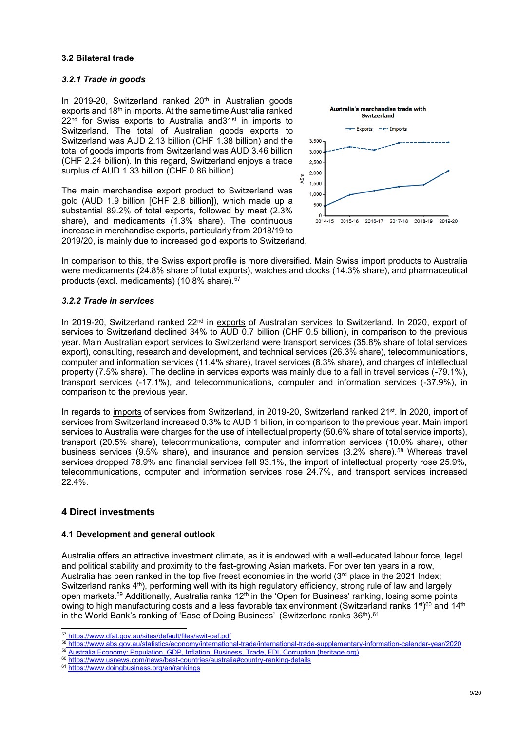### 3.2 Bilateral trade

#### *3.2.1 Trade in goods*

In 2019-20, Switzerland ranked 20th in Australian goods exports and 18th in imports. At the same time Australia ranked 22nd for Swiss exports to Australia and31st in imports to Switzerland. The total of Australian goods exports to Switzerland was AUD 2.13 billion (CHF 1.38 billion) and the total of goods imports from Switzerland was AUD 3.46 billion (CHF 2.24 billion). In this regard, Switzerland enjoys a trade surplus of AUD 1.33 billion (CHF 0.86 billion).

The main merchandise export product to Switzerland was gold (AUD 1.9 billion [CHF 2.8 billion]), which made up a substantial 89.2% of total exports, followed by meat (2.3% share), and medicaments (1.3% share). The continuous increase in merchandise exports, particularly from 2018/19 to 2019/20, is mainly due to increased gold exports to Switzerland.

**Australia's merchandise trade with Switzerland**

In comparison to this, the Swiss export profile is more diversified. Main Swiss import products to Australia were medicaments (24.8% share of total exports), watches and clocks (14.3% share), and pharmaceutical products (excl. medicaments) (10.8% share).[57]

#### *3.2.2 Trade in services*

In 2019-20, Switzerland ranked 22nd in exports of Australian services to Switzerland. In 2020, export of services to Switzerland declined 34% to AUD 0.7 billion (CHF 0.5 billion), in comparison to the previous year. Main Australian export services to Switzerland were transport services (35.8% share of total services export), consulting, research and development, and technical services (26.3% share), telecommunications, computer and information services (11.4% share), travel services (8.3% share), and charges of intellectual property (7.5% share). The decline in services exports was mainly due to a fall in travel services (-79.1%), transport services (-17.1%), and telecommunications, computer and information services (-37.9%), in comparison to the previous year.

In regards to imports of services from Switzerland, in 2019-20, Switzerland ranked 21st. In 2020, import of services from Switzerland increased 0.3% to AUD 1 billion, in comparison to the previous year. Main import services to Australia were charges for the use of intellectual property (50.6% share of total service imports), transport (20.5% share), telecommunications, computer and information services (10.0% share), other business services (9.5% share), and insurance and pension services (3.2% share).[58] Whereas travel services dropped 78.9% and financial services fell 93.1%, the import of intellectual property rose 25.9%, telecommunications, computer and information services rose 24.7%, and transport services increased 22.4%.

## 4 Direct investments

### 4.1 Development and general outlook

Australia offers an attractive investment climate, as it is endowed with a well-educated labour force, legal and political stability and proximity to the fast-growing Asian markets. For over ten years in a row, Australia has been ranked in the top five freest economies in the world (3rd place in the 2021 Index; Switzerland ranks 4th), performing well with its high regulatory efficiency, strong rule of law and largely open markets.[59] Additionally, Australia ranks 12th in the 'Open for Business' ranking, losing some points owing to high manufacturing costs and a less favorable tax environment (Switzerland ranks 1st)[60] and 14th in the World Bank's ranking of 'Ease of Doing Business' (Switzerland ranks 36th).[61]

---

[57] https://www.dfat.gov.au/sites/default/files/swit-cef.pdf
[58] https://www.abs.gov.au/statistics/economy/international-trade/international-trade-supplementary-information-calendar-year/2020
[59] Australia Economy: Population, GDP, Inflation, Business, Trade, FDI, Corruption (heritage.org)
[60] https://www.usnews.com/news/best-countries/australia#country-ranking-details
[61] https://www.doingbusiness.org/en/rankings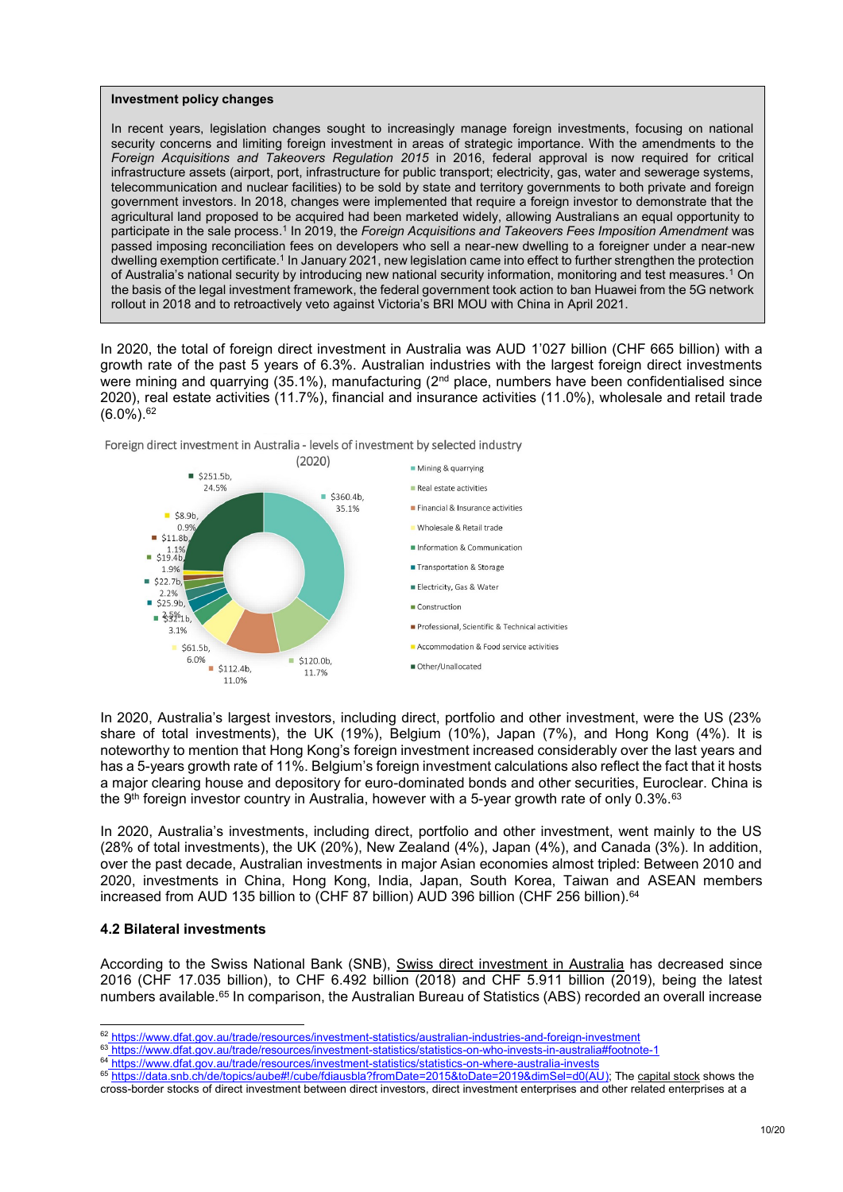> **Investment policy changes**
>
> In recent years, legislation changes sought to increasingly manage foreign investments, focusing on national security concerns and limiting foreign investment in areas of strategic importance. With the amendments to the *Foreign Acquisitions and Takeovers Regulation 2015* in 2016, federal approval is now required for critical infrastructure assets (airport, port, infrastructure for public transport; electricity, gas, water and sewerage systems, telecommunication and nuclear facilities) to be sold by state and territory governments to both private and foreign government investors. In 2018, changes were implemented that require a foreign investor to demonstrate that the agricultural land proposed to be acquired had been marketed widely, allowing Australians an equal opportunity to participate in the sale process.[1] In 2019, the *Foreign Acquisitions and Takeovers Fees Imposition Amendment* was passed imposing reconciliation fees on developers who sell a near-new dwelling to a foreigner under a near-new dwelling exemption certificate.[1] In January 2021, new legislation came into effect to further strengthen the protection of Australia's national security by introducing new national security information, monitoring and test measures.[1] On the basis of the legal investment framework, the federal government took action to ban Huawei from the 5G network rollout in 2018 and to retroactively veto against Victoria's BRI MOU with China in April 2021.

In 2020, the total of foreign direct investment in Australia was AUD 1'027 billion (CHF 665 billion) with a growth rate of the past 5 years of 6.3%. Australian industries with the largest foreign direct investments were mining and quarrying (35.1%), manufacturing (2nd place, numbers have been confidentialised since 2020), real estate activities (11.7%), financial and insurance activities (11.0%), wholesale and retail trade (6.0%).[62]

Foreign direct investment in Australia - levels of investment by selected industry (2020)

| Industry | Level | Share |
|---|---|---|
| Mining & quarrying | $360.4b | 35.1% |
| Real estate activities | $120.0b | 11.7% |
| Financial & Insurance activities | $112.4b | 11.0% |
| Wholesale & Retail trade | $61.5b | 6.0% |
| Information & Communication | $32.1b | 3.1% |
| Transportation & Storage | $25.9b | 2.5% |
| Electricity, Gas & Water | $22.7b | 2.2% |
| Construction | $19.4b | 1.9% |
| Professional, Scientific & Technical activities | $11.8b | 1.1% |
| Accommodation & Food service activities | $8.9b | 0.9% |
| Other/Unallocated | $251.5b | 24.5% |

In 2020, Australia's largest investors, including direct, portfolio and other investment, were the US (23% share of total investments), the UK (19%), Belgium (10%), Japan (7%), and Hong Kong (4%). It is noteworthy to mention that Hong Kong's foreign investment increased considerably over the last years and has a 5-years growth rate of 11%. Belgium's foreign investment calculations also reflect the fact that it hosts a major clearing house and depository for euro-dominated bonds and other securities, Euroclear. China is the 9th foreign investor country in Australia, however with a 5-year growth rate of only 0.3%.[63]

In 2020, Australia's investments, including direct, portfolio and other investment, went mainly to the US (28% of total investments), the UK (20%), New Zealand (4%), Japan (4%), and Canada (3%). In addition, over the past decade, Australian investments in major Asian economies almost tripled: Between 2010 and 2020, investments in China, Hong Kong, India, Japan, South Korea, Taiwan and ASEAN members increased from AUD 135 billion to (CHF 87 billion) AUD 396 billion (CHF 256 billion).[64]

### 4.2 Bilateral investments

According to the Swiss National Bank (SNB), Swiss direct investment in Australia has decreased since 2016 (CHF 17.035 billion), to CHF 6.492 billion (2018) and CHF 5.911 billion (2019), being the latest numbers available.[65] In comparison, the Australian Bureau of Statistics (ABS) recorded an overall increase

---

[62] https://www.dfat.gov.au/trade/resources/investment-statistics/australian-industries-and-foreign-investment

[63] https://www.dfat.gov.au/trade/resources/investment-statistics/statistics-on-who-invests-in-australia#footnote-1

[64] https://www.dfat.gov.au/trade/resources/investment-statistics/statistics-on-where-australia-invests

[65] https://data.snb.ch/de/topics/aube#!/cube/fdiausbla?fromDate=2015&toDate=2019&dimSel=d0(AU); The capital stock shows the cross-border stocks of direct investment between direct investors, direct investment enterprises and other related enterprises at a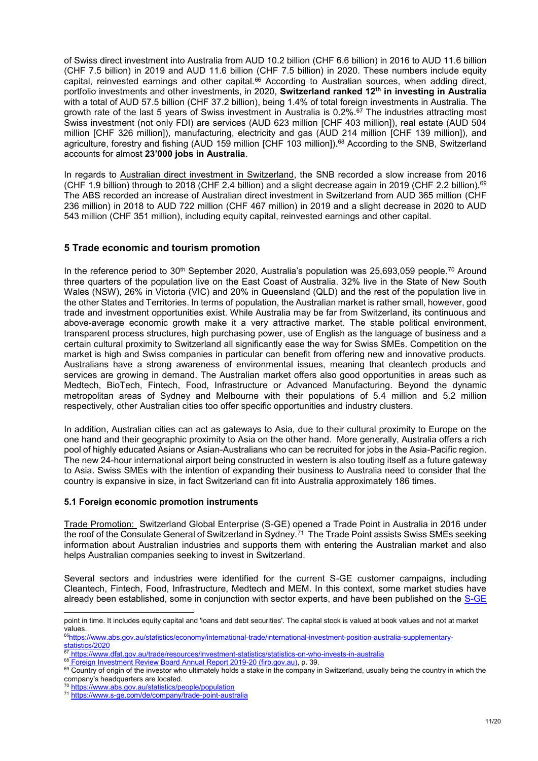of Swiss direct investment into Australia from AUD 10.2 billion (CHF 6.6 billion) in 2016 to AUD 11.6 billion (CHF 7.5 billion) in 2019 and AUD 11.6 billion (CHF 7.5 billion) in 2020. These numbers include equity capital, reinvested earnings and other capital.[66] According to Australian sources, when adding direct, portfolio investments and other investments, in 2020, **Switzerland ranked 12th in investing in Australia** with a total of AUD 57.5 billion (CHF 37.2 billion), being 1.4% of total foreign investments in Australia. The growth rate of the last 5 years of Swiss investment in Australia is 0.2%.[67] The industries attracting most Swiss investment (not only FDI) are services (AUD 623 million [CHF 403 million]), real estate (AUD 504 million [CHF 326 million]), manufacturing, electricity and gas (AUD 214 million [CHF 139 million]), and agriculture, forestry and fishing (AUD 159 million [CHF 103 million]).[68] According to the SNB, Switzerland accounts for almost **23'000 jobs in Australia**.

In regards to Australian direct investment in Switzerland, the SNB recorded a slow increase from 2016 (CHF 1.9 billion) through to 2018 (CHF 2.4 billion) and a slight decrease again in 2019 (CHF 2.2 billion).[69] The ABS recorded an increase of Australian direct investment in Switzerland from AUD 365 million (CHF 236 million) in 2018 to AUD 722 million (CHF 467 million) in 2019 and a slight decrease in 2020 to AUD 543 million (CHF 351 million), including equity capital, reinvested earnings and other capital.

## 5 Trade economic and tourism promotion

In the reference period to 30th September 2020, Australia's population was 25,693,059 people.[70] Around three quarters of the population live on the East Coast of Australia. 32% live in the State of New South Wales (NSW), 26% in Victoria (VIC) and 20% in Queensland (QLD) and the rest of the population live in the other States and Territories. In terms of population, the Australian market is rather small, however, good trade and investment opportunities exist. While Australia may be far from Switzerland, its continuous and above-average economic growth make it a very attractive market. The stable political environment, transparent process structures, high purchasing power, use of English as the language of business and a certain cultural proximity to Switzerland all significantly ease the way for Swiss SMEs. Competition on the market is high and Swiss companies in particular can benefit from offering new and innovative products. Australians have a strong awareness of environmental issues, meaning that cleantech products and services are growing in demand. The Australian market offers also good opportunities in areas such as Medtech, BioTech, Fintech, Food, Infrastructure or Advanced Manufacturing. Beyond the dynamic metropolitan areas of Sydney and Melbourne with their populations of 5.4 million and 5.2 million respectively, other Australian cities too offer specific opportunities and industry clusters.

In addition, Australian cities can act as gateways to Asia, due to their cultural proximity to Europe on the one hand and their geographic proximity to Asia on the other hand. More generally, Australia offers a rich pool of highly educated Asians or Asian-Australians who can be recruited for jobs in the Asia-Pacific region. The new 24-hour international airport being constructed in western is also touting itself as a future gateway to Asia. Swiss SMEs with the intention of expanding their business to Australia need to consider that the country is expansive in size, in fact Switzerland can fit into Australia approximately 186 times.

### 5.1 Foreign economic promotion instruments

Trade Promotion: Switzerland Global Enterprise (S-GE) opened a Trade Point in Australia in 2016 under the roof of the Consulate General of Switzerland in Sydney.[71] The Trade Point assists Swiss SMEs seeking information about Australian industries and supports them with entering the Australian market and also helps Australian companies seeking to invest in Switzerland.

Several sectors and industries were identified for the current S-GE customer campaigns, including Cleantech, Fintech, Food, Infrastructure, Medtech and MEM. In this context, some market studies have already been established, some in conjunction with sector experts, and have been published on the S-GE

---

point in time. It includes equity capital and 'loans and debt securities'. The capital stock is valued at book values and not at market values.

[66] https://www.abs.gov.au/statistics/economy/international-trade/international-investment-position-australia-supplementary-statistics/2020

[67] https://www.dfat.gov.au/trade/resources/investment-statistics/statistics-on-who-invests-in-australia

[68] Foreign Investment Review Board Annual Report 2019-20 (firb.gov.au), p. 39.

[69] Country of origin of the investor who ultimately holds a stake in the company in Switzerland, usually being the country in which the company's headquarters are located.

[70] https://www.abs.gov.au/statistics/people/population

[71] https://www.s-ge.com/de/company/trade-point-australia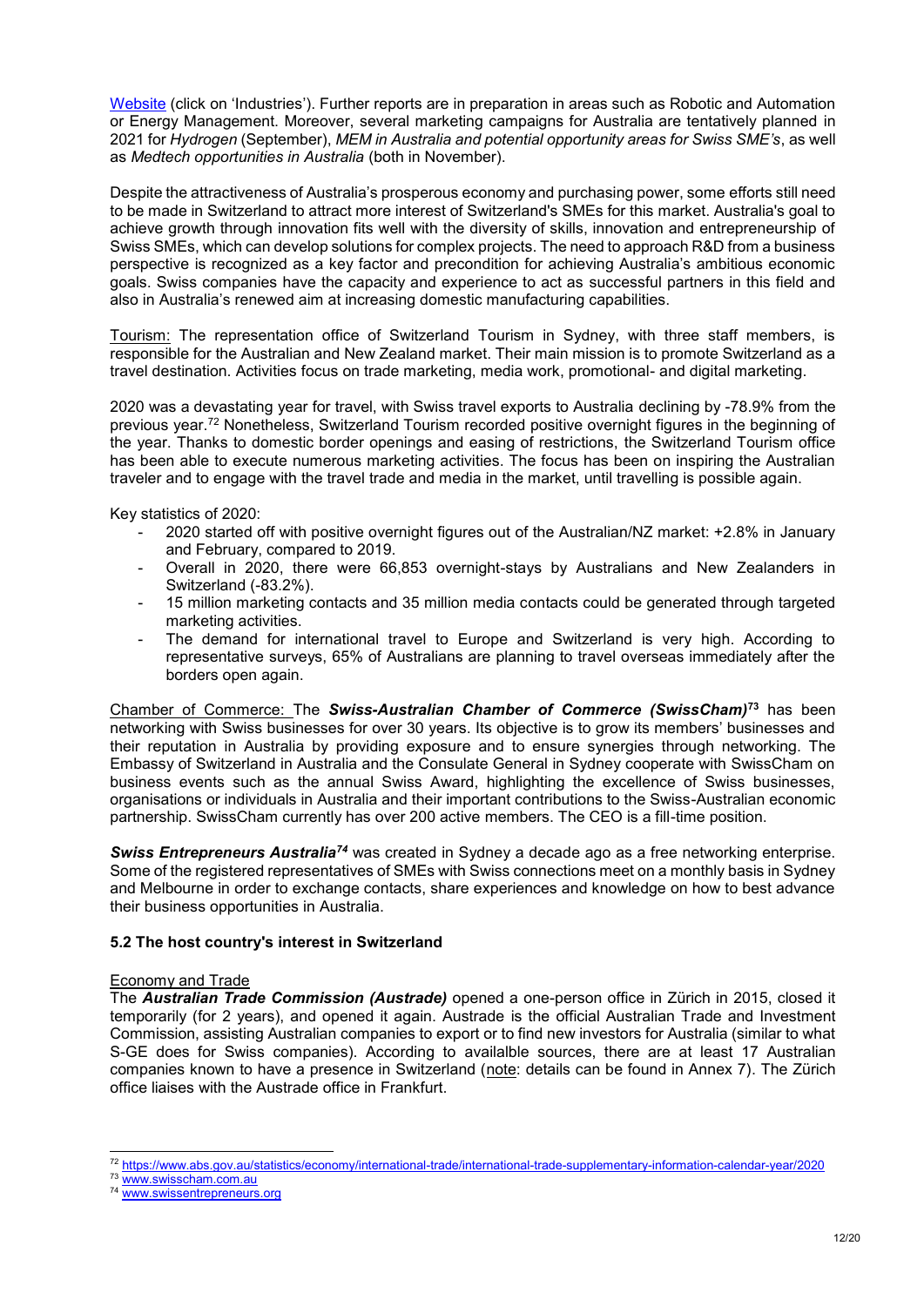Website (click on 'Industries'). Further reports are in preparation in areas such as Robotic and Automation or Energy Management. Moreover, several marketing campaigns for Australia are tentatively planned in 2021 for *Hydrogen* (September), *MEM in Australia and potential opportunity areas for Swiss SME's*, as well as *Medtech opportunities in Australia* (both in November).

Despite the attractiveness of Australia's prosperous economy and purchasing power, some efforts still need to be made in Switzerland to attract more interest of Switzerland's SMEs for this market. Australia's goal to achieve growth through innovation fits well with the diversity of skills, innovation and entrepreneurship of Swiss SMEs, which can develop solutions for complex projects. The need to approach R&D from a business perspective is recognized as a key factor and precondition for achieving Australia's ambitious economic goals. Swiss companies have the capacity and experience to act as successful partners in this field and also in Australia's renewed aim at increasing domestic manufacturing capabilities.

Tourism: The representation office of Switzerland Tourism in Sydney, with three staff members, is responsible for the Australian and New Zealand market. Their main mission is to promote Switzerland as a travel destination. Activities focus on trade marketing, media work, promotional- and digital marketing.

2020 was a devastating year for travel, with Swiss travel exports to Australia declining by -78.9% from the previous year.[72] Nonetheless, Switzerland Tourism recorded positive overnight figures in the beginning of the year. Thanks to domestic border openings and easing of restrictions, the Switzerland Tourism office has been able to execute numerous marketing activities. The focus has been on inspiring the Australian traveler and to engage with the travel trade and media in the market, until travelling is possible again.

Key statistics of 2020:

- 2020 started off with positive overnight figures out of the Australian/NZ market: +2.8% in January and February, compared to 2019.
- Overall in 2020, there were 66,853 overnight-stays by Australians and New Zealanders in Switzerland (-83.2%).
- 15 million marketing contacts and 35 million media contacts could be generated through targeted marketing activities.
- The demand for international travel to Europe and Switzerland is very high. According to representative surveys, 65% of Australians are planning to travel overseas immediately after the borders open again.

Chamber of Commerce: The ***Swiss-Australian Chamber of Commerce (SwissCham)***[73] has been networking with Swiss businesses for over 30 years. Its objective is to grow its members' businesses and their reputation in Australia by providing exposure and to ensure synergies through networking. The Embassy of Switzerland in Australia and the Consulate General in Sydney cooperate with SwissCham on business events such as the annual Swiss Award, highlighting the excellence of Swiss businesses, organisations or individuals in Australia and their important contributions to the Swiss-Australian economic partnership. SwissCham currently has over 200 active members. The CEO is a fill-time position.

***Swiss Entrepreneurs Australia***[74] was created in Sydney a decade ago as a free networking enterprise. Some of the registered representatives of SMEs with Swiss connections meet on a monthly basis in Sydney and Melbourne in order to exchange contacts, share experiences and knowledge on how to best advance their business opportunities in Australia.

### 5.2 The host country's interest in Switzerland

Economy and Trade

The ***Australian Trade Commission (Austrade)*** opened a one-person office in Zürich in 2015, closed it temporarily (for 2 years), and opened it again. Austrade is the official Australian Trade and Investment Commission, assisting Australian companies to export or to find new investors for Australia (similar to what S-GE does for Swiss companies). According to availalble sources, there are at least 17 Australian companies known to have a presence in Switzerland (note: details can be found in Annex 7). The Zürich office liaises with the Austrade office in Frankfurt.

[72] https://www.abs.gov.au/statistics/economy/international-trade/international-trade-supplementary-information-calendar-year/2020
[73] www.swisscham.com.au
[74] www.swissentrepreneurs.org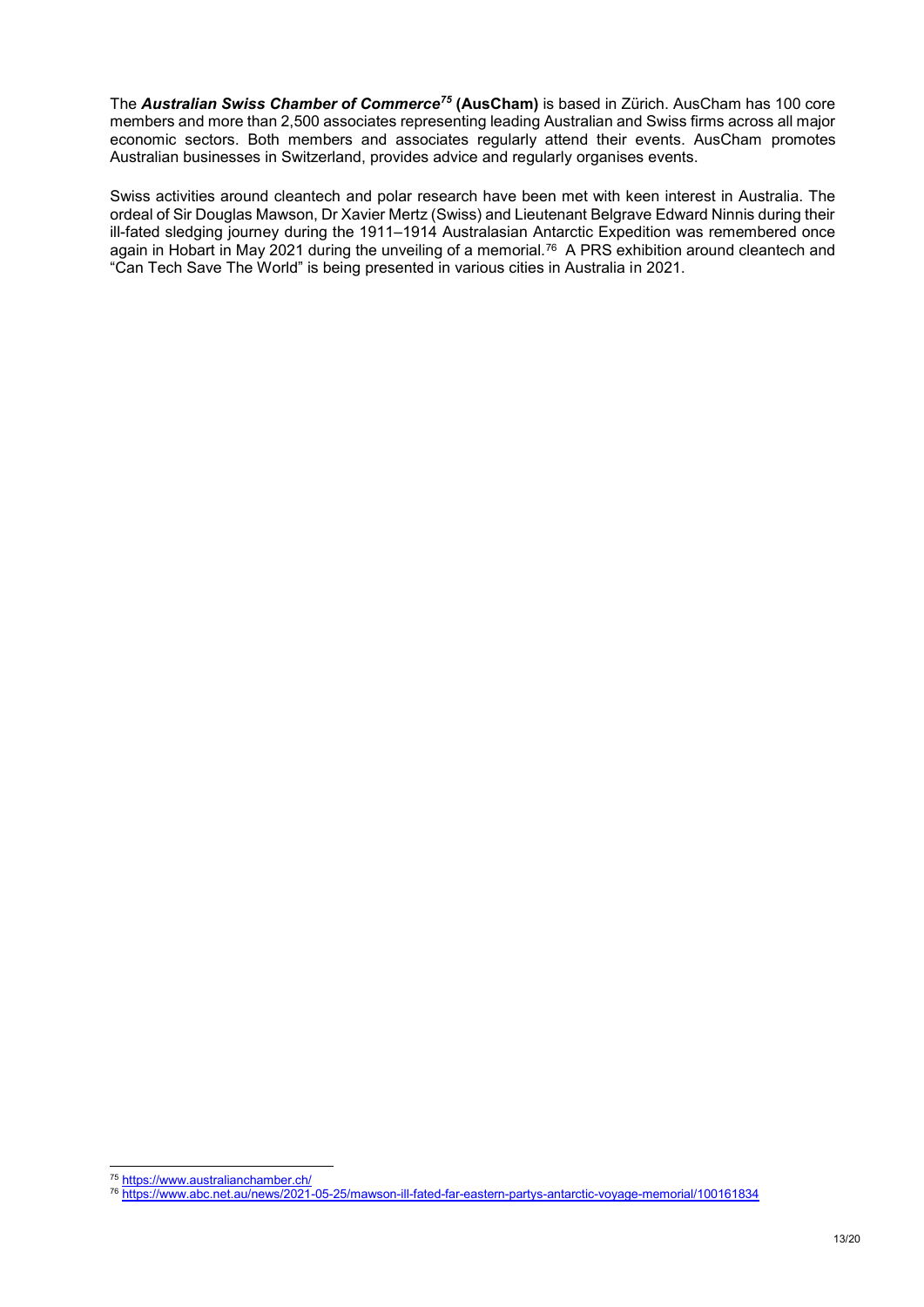The ***Australian Swiss Chamber of Commerce***[75] **(AusCham)** is based in Zürich. AusCham has 100 core members and more than 2,500 associates representing leading Australian and Swiss firms across all major economic sectors. Both members and associates regularly attend their events. AusCham promotes Australian businesses in Switzerland, provides advice and regularly organises events.

Swiss activities around cleantech and polar research have been met with keen interest in Australia. The ordeal of Sir Douglas Mawson, Dr Xavier Mertz (Swiss) and Lieutenant Belgrave Edward Ninnis during their ill-fated sledging journey during the 1911–1914 Australasian Antarctic Expedition was remembered once again in Hobart in May 2021 during the unveiling of a memorial.[76] A PRS exhibition around cleantech and "Can Tech Save The World" is being presented in various cities in Australia in 2021.

---

[75] https://www.australianchamber.ch/

[76] https://www.abc.net.au/news/2021-05-25/mawson-ill-fated-far-eastern-partys-antarctic-voyage-memorial/100161834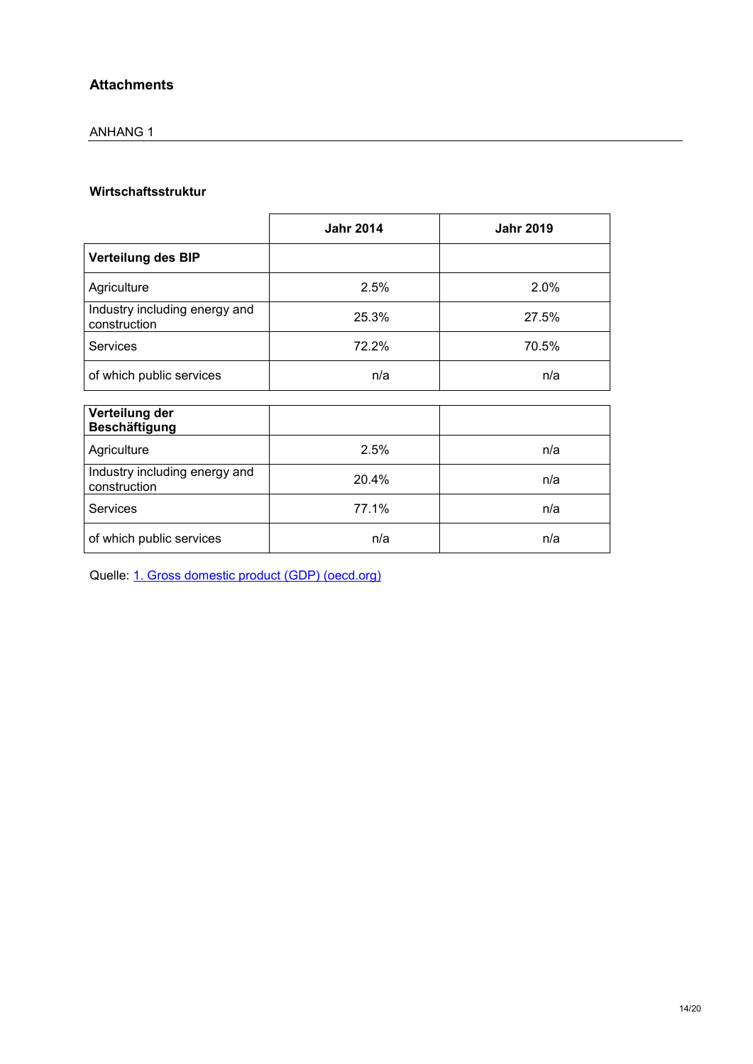## Attachments

ANHANG 1

**Wirtschaftsstruktur**

| | **Jahr 2014** | **Jahr 2019** |
|---|---|---|
| **Verteilung des BIP** | | |
| Agriculture | 2.5% | 2.0% |
| Industry including energy and construction | 25.3% | 27.5% |
| Services | 72.2% | 70.5% |
| of which public services | n/a | n/a |
| **Verteilung der Beschäftigung** | | |
| Agriculture | 2.5% | n/a |
| Industry including energy and construction | 20.4% | n/a |
| Services | 77.1% | n/a |
| of which public services | n/a | n/a |

Quelle: 1. Gross domestic product (GDP) (oecd.org)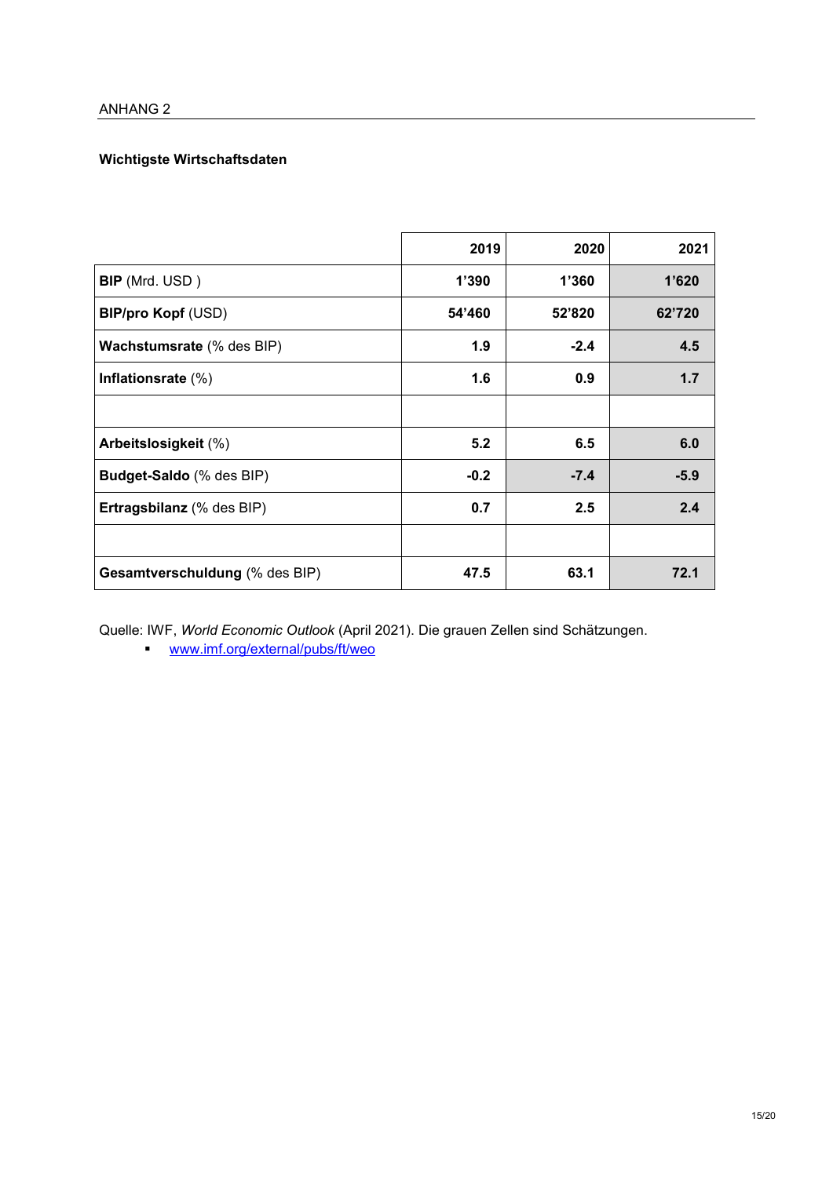ANHANG 2

**Wichtigste Wirtschaftsdaten**

| | 2019 | 2020 | 2021 |
|---|---|---|---|
| **BIP** (Mrd. USD ) | **1’390** | **1’360** | **1’620** |
| **BIP/pro Kopf** (USD) | **54’460** | **52’820** | **62’720** |
| **Wachstumsrate** (% des BIP) | **1.9** | **-2.4** | **4.5** |
| **Inflationsrate** (%) | **1.6** | **0.9** | **1.7** |
| | | | |
| **Arbeitslosigkeit** (%) | **5.2** | **6.5** | **6.0** |
| **Budget-Saldo** (% des BIP) | **-0.2** | **-7.4** | **-5.9** |
| **Ertragsbilanz** (% des BIP) | **0.7** | **2.5** | **2.4** |
| | | | |
| **Gesamtverschuldung** (% des BIP) | **47.5** | **63.1** | **72.1** |

Quelle: IWF, *World Economic Outlook* (April 2021). Die grauen Zellen sind Schätzungen.

- www.imf.org/external/pubs/ft/weo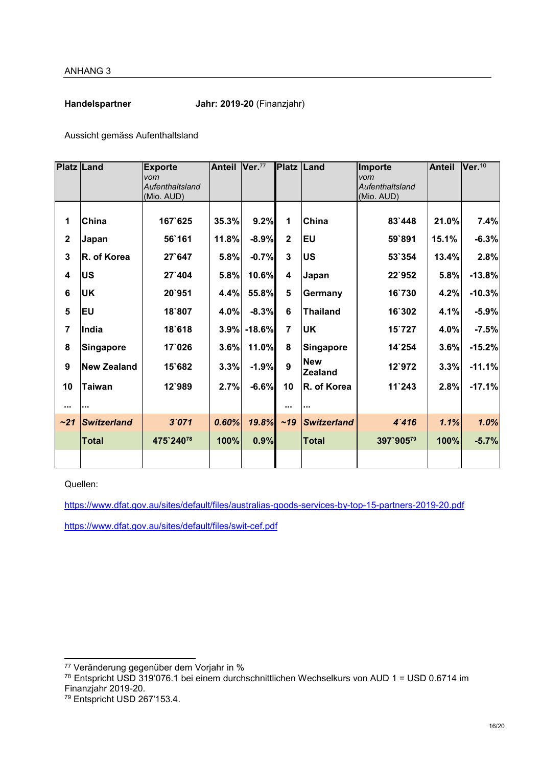ANHANG 3

**Handelspartner** **Jahr: 2019-20** (Finanzjahr)

Aussicht gemäss Aufenthaltsland

| Platz | Land | Exporte *vom Aufenthaltsland* (Mio. AUD) | Anteil | Ver.[77] | Platz | Land | Importe *vom Aufenthaltsland* (Mio. AUD) | Anteil | Ver.[10] |
|---|---|---|---|---|---|---|---|---|---|
| 1 | China | 167`625 | 35.3% | 9.2% | 1 | China | 83`448 | 21.0% | 7.4% |
| 2 | Japan | 56`161 | 11.8% | -8.9% | 2 | EU | 59`891 | 15.1% | -6.3% |
| 3 | R. of Korea | 27`647 | 5.8% | -0.7% | 3 | US | 53`354 | 13.4% | 2.8% |
| 4 | US | 27`404 | 5.8% | 10.6% | 4 | Japan | 22`952 | 5.8% | -13.8% |
| 6 | UK | 20`951 | 4.4% | 55.8% | 5 | Germany | 16`730 | 4.2% | -10.3% |
| 5 | EU | 18`807 | 4.0% | -8.3% | 6 | Thailand | 16`302 | 4.1% | -5.9% |
| 7 | India | 18`618 | 3.9% | -18.6% | 7 | UK | 15`727 | 4.0% | -7.5% |
| 8 | Singapore | 17`026 | 3.6% | 11.0% | 8 | Singapore | 14`254 | 3.6% | -15.2% |
| 9 | New Zealand | 15`682 | 3.3% | -1.9% | 9 | New Zealand | 12`972 | 3.3% | -11.1% |
| 10 | Taiwan | 12`989 | 2.7% | -6.6% | 10 | R. of Korea | 11`243 | 2.8% | -17.1% |
| ... | ... | | | | ... | ... | | | |
| *~21* | *Switzerland* | *3`071* | *0.60%* | *19.8%* | *~19* | *Switzerland* | *4`416* | *1.1%* | *1.0%* |
| | **Total** | **475`240**[78] | **100%** | **0.9%** | | **Total** | **397`905**[79] | **100%** | **-5.7%** |

Quellen:

https://www.dfat.gov.au/sites/default/files/australias-goods-services-by-top-15-partners-2019-20.pdf

https://www.dfat.gov.au/sites/default/files/swit-cef.pdf

---

[77] Veränderung gegenüber dem Vorjahr in %

[78] Entspricht USD 319'076.1 bei einem durchschnittlichen Wechselkurs von AUD 1 = USD 0.6714 im Finanzjahr 2019-20.

[79] Entspricht USD 267'153.4.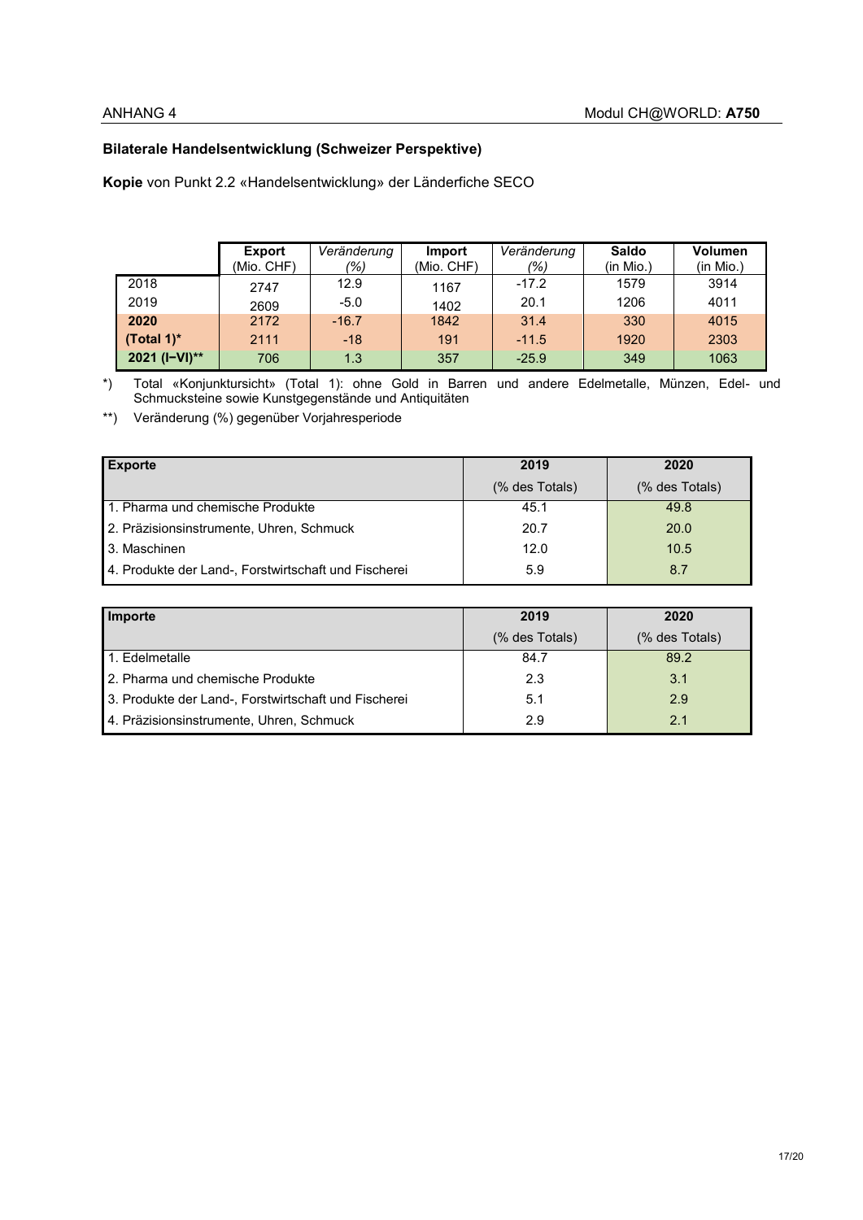ANHANG 4

### Bilaterale Handelsentwicklung (Schweizer Perspektive)

**Kopie** von Punkt 2.2 «Handelsentwicklung» der Länderfiche SECO

| | **Export** (Mio. CHF) | *Veränderung (%)* | **Import** (Mio. CHF) | *Veränderung (%)* | **Saldo** (in Mio.) | **Volumen** (in Mio.) |
|---|---|---|---|---|---|---|
| 2018 | 2747 | 12.9 | 1167 | -17.2 | 1579 | 3914 |
| 2019 | 2609 | -5.0 | 1402 | 20.1 | 1206 | 4011 |
| **2020** | 2172 | -16.7 | 1842 | 31.4 | 330 | 4015 |
| **(Total 1)*** | 2111 | -18 | 191 | -11.5 | 1920 | 2303 |
| **2021 (I–VI)**** | 706 | 1.3 | 357 | -25.9 | 349 | 1063 |

*) Total «Konjunktursicht» (Total 1): ohne Gold in Barren und andere Edelmetalle, Münzen, Edel- und Schmucksteine sowie Kunstgegenstände und Antiquitäten

**) Veränderung (%) gegenüber Vorjahresperiode

| **Exporte** | **2019** | **2020** |
|---|---|---|
| | (% des Totals) | (% des Totals) |
| 1. Pharma und chemische Produkte | 45.1 | 49.8 |
| 2. Präzisionsinstrumente, Uhren, Schmuck | 20.7 | 20.0 |
| 3. Maschinen | 12.0 | 10.5 |
| 4. Produkte der Land-, Forstwirtschaft und Fischerei | 5.9 | 8.7 |

| **Importe** | **2019** | **2020** |
|---|---|---|
| | (% des Totals) | (% des Totals) |
| 1. Edelmetalle | 84.7 | 89.2 |
| 2. Pharma und chemische Produkte | 2.3 | 3.1 |
| 3. Produkte der Land-, Forstwirtschaft und Fischerei | 5.1 | 2.9 |
| 4. Präzisionsinstrumente, Uhren, Schmuck | 2.9 | 2.1 |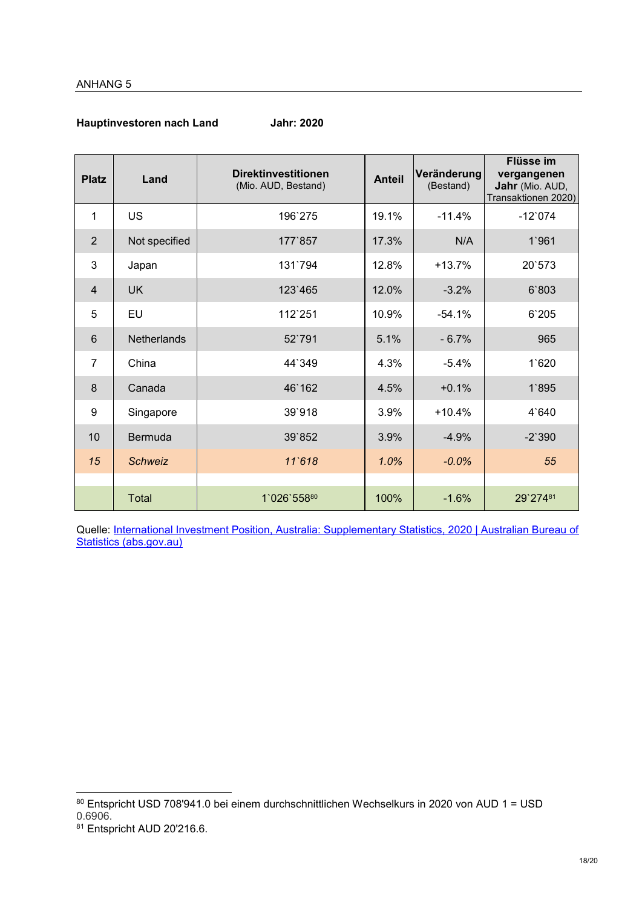ANHANG 5

**Hauptinvestoren nach Land** **Jahr: 2020**

| Platz | Land | Direktinvestitionen (Mio. AUD, Bestand) | Anteil | Veränderung (Bestand) | Flüsse im vergangenen Jahr (Mio. AUD, Transaktionen 2020) |
|---|---|---|---|---|---|
| 1 | US | 196`275 | 19.1% | -11.4% | -12`074 |
| 2 | Not specified | 177`857 | 17.3% | N/A | 1`961 |
| 3 | Japan | 131`794 | 12.8% | +13.7% | 20`573 |
| 4 | UK | 123`465 | 12.0% | -3.2% | 6`803 |
| 5 | EU | 112`251 | 10.9% | -54.1% | 6`205 |
| 6 | Netherlands | 52`791 | 5.1% | - 6.7% | 965 |
| 7 | China | 44`349 | 4.3% | -5.4% | 1`620 |
| 8 | Canada | 46`162 | 4.5% | +0.1% | 1`895 |
| 9 | Singapore | 39`918 | 3.9% | +10.4% | 4`640 |
| 10 | Bermuda | 39`852 | 3.9% | -4.9% | -2`390 |
| *15* | *Schweiz* | *11`618* | *1.0%* | *-0.0%* | *55* |
| | | | | | |
| | Total | 1`026`558[80] | 100% | -1.6% | 29`274[81] |

Quelle: [International Investment Position, Australia: Supplementary Statistics, 2020 | Australian Bureau of Statistics (abs.gov.au)]

---

[80] Entspricht USD 708'941.0 bei einem durchschnittlichen Wechselkurs in 2020 von AUD 1 = USD 0.6906.

[81] Entspricht AUD 20'216.6.